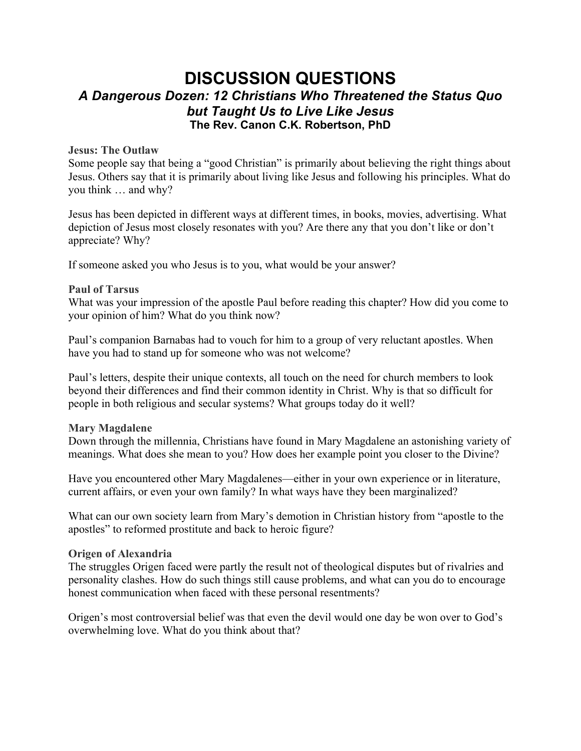# DISCUSSION QUESTIONS

## *A Dangerous Dozen: 12 Christians Who Threatened the Status Quo but Taught Us to Live Like Jesus*

**The Rev. Canon C.K. Robertson, PhD**

### Jesus: The Outlaw

Some people say that being a "good Christian" is primarily about believing the right things about Jesus. Others say that it is primarily about living like Jesus and following his principles. What do you think … and why?

Jesus has been depicted in different ways at different times, in books, movies, advertising. What depiction of Jesus most closely resonates with you? Are there any that you don't like or don't appreciate? Why?

If someone asked you who Jesus is to you, what would be your answer?

### Paul of Tarsus

What was your impression of the apostle Paul before reading this chapter? How did you come to your opinion of him? What do you think now?

Paul's companion Barnabas had to vouch for him to a group of very reluctant apostles. When have you had to stand up for someone who was not welcome?

Paul's letters, despite their unique contexts, all touch on the need for church members to look beyond their differences and find their common identity in Christ. Why is that so difficult for people in both religious and secular systems? What groups today do it well?

### Mary Magdalene

Down through the millennia, Christians have found in Mary Magdalene an astonishing variety of meanings. What does she mean to you? How does her example point you closer to the Divine?

Have you encountered other Mary Magdalenes—either in your own experience or in literature, current affairs, or even your own family? In what ways have they been marginalized?

What can our own society learn from Mary's demotion in Christian history from "apostle to the apostles" to reformed prostitute and back to heroic figure?

### Origen of Alexandria

The struggles Origen faced were partly the result not of theological disputes but of rivalries and personality clashes. How do such things still cause problems, and what can you do to encourage honest communication when faced with these personal resentments?

Origen's most controversial belief was that even the devil would one day be won over to God's overwhelming love. What do you think about that?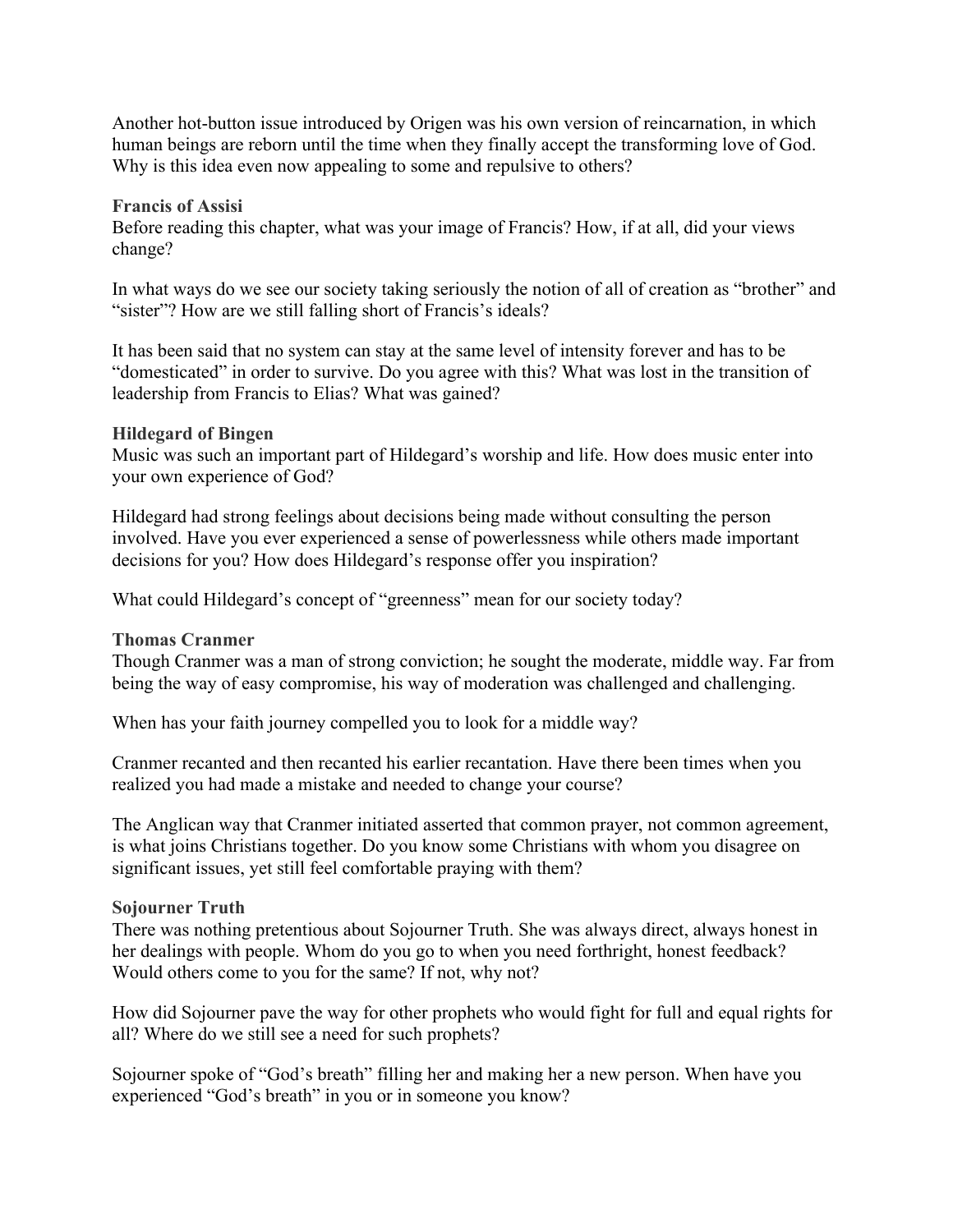Another hot-button issue introduced by Origen was his own version of reincarnation, in which human beings are reborn until the time when they finally accept the transforming love of God. Why is this idea even now appealing to some and repulsive to others?

### Francis of Assisi

Before reading this chapter, what was your image of Francis? How, if at all, did your views change?

In what ways do we see our society taking seriously the notion of all of creation as "brother" and "sister"? How are we still falling short of Francis's ideals?

It has been said that no system can stay at the same level of intensity forever and has to be "domesticated" in order to survive. Do you agree with this? What was lost in the transition of leadership from Francis to Elias? What was gained?

### Hildegard of Bingen

Music was such an important part of Hildegard's worship and life. How does music enter into your own experience of God?

Hildegard had strong feelings about decisions being made without consulting the person involved. Have you ever experienced a sense of powerlessness while others made important decisions for you? How does Hildegard's response offer you inspiration?

What could Hildegard's concept of "greenness" mean for our society today?

### Thomas Cranmer

Though Cranmer was a man of strong conviction; he sought the moderate, middle way. Far from being the way of easy compromise, his way of moderation was challenged and challenging.

When has your faith journey compelled you to look for a middle way?

Cranmer recanted and then recanted his earlier recantation. Have there been times when you realized you had made a mistake and needed to change your course?

The Anglican way that Cranmer initiated asserted that common prayer, not common agreement, is what joins Christians together. Do you know some Christians with whom you disagree on significant issues, yet still feel comfortable praying with them?

### Sojourner Truth

There was nothing pretentious about Sojourner Truth. She was always direct, always honest in her dealings with people. Whom do you go to when you need forthright, honest feedback? Would others come to you for the same? If not, why not?

How did Sojourner pave the way for other prophets who would fight for full and equal rights for all? Where do we still see a need for such prophets?

Sojourner spoke of "God's breath" filling her and making her a new person. When have you experienced "God's breath" in you or in someone you know?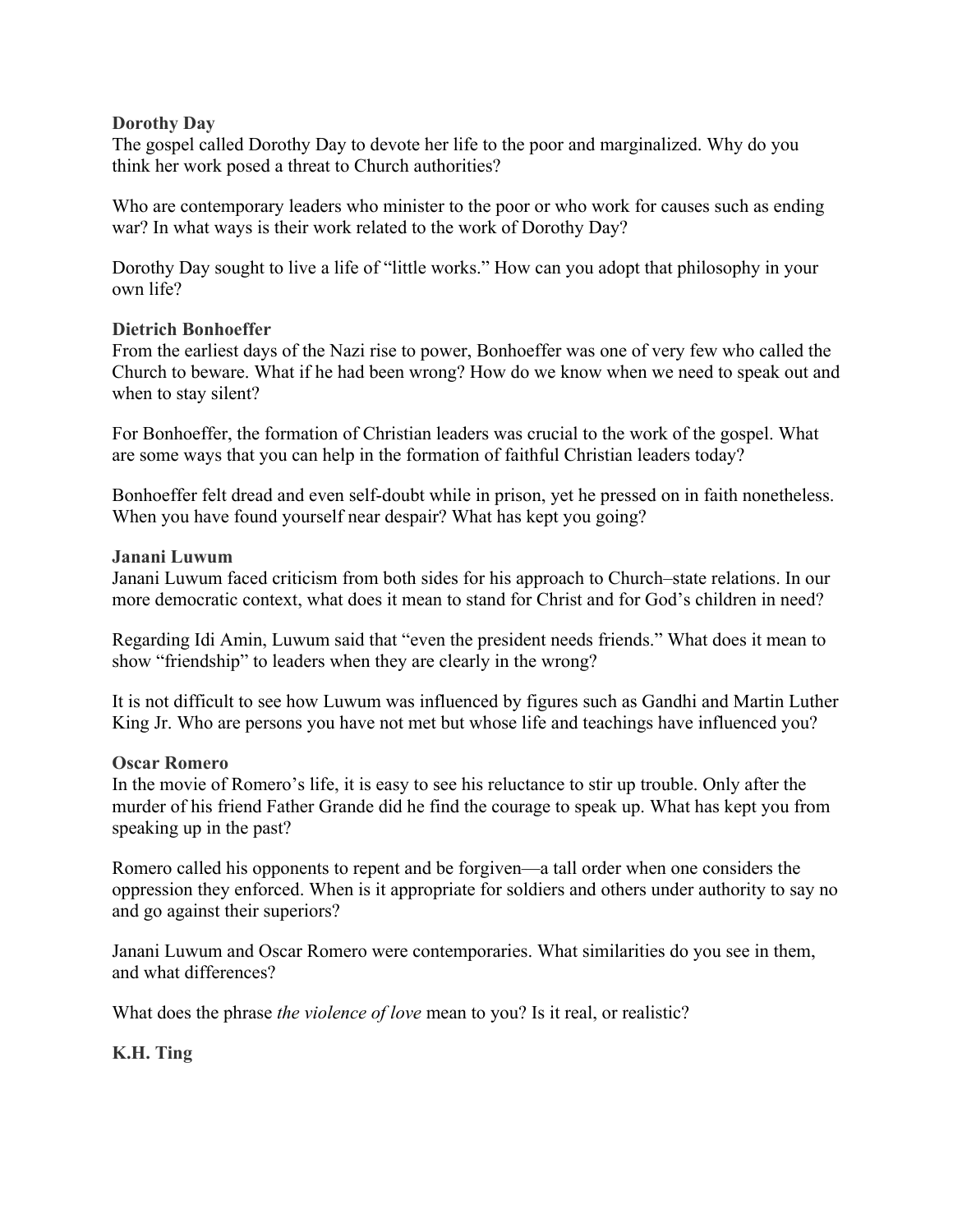**Dorothy Day**

The gospel called Dorothy Day to devote her life to the poor and marginalized. Why do you think her work posed a threat to Church authorities?

Who are contemporary leaders who minister to the poor or who work for causes such as ending war? In what ways is their work related to the work of Dorothy Day?

Dorothy Day sought to live a life of "little works." How can you adopt that philosophy in your own life?

**Dietrich Bonhoeffer**

From the earliest days of the Nazi rise to power, Bonhoeffer was one of very few who called the Church to beware. What if he had been wrong? How do we know when we need to speak out and when to stay silent?

For Bonhoeffer, the formation of Christian leaders was crucial to the work of the gospel. What are some ways that you can help in the formation of faithful Christian leaders today?

Bonhoeffer felt dread and even self-doubt while in prison, yet he pressed on in faith nonetheless. When you have found yourself near despair? What has kept you going?

**Janani Luwum**

Janani Luwum faced criticism from both sides for his approach to Church–state relations. In our more democratic context, what does it mean to stand for Christ and for God's children in need?

Regarding Idi Amin, Luwum said that "even the president needs friends." What does it mean to show "friendship" to leaders when they are clearly in the wrong?

It is not difficult to see how Luwum was influenced by figures such as Gandhi and Martin Luther King Jr. Who are persons you have not met but whose life and teachings have influenced you?

**Oscar Romero**

In the movie of Romero's life, it is easy to see his reluctance to stir up trouble. Only after the murder of his friend Father Grande did he find the courage to speak up. What has kept you from speaking up in the past?

Romero called his opponents to repent and be forgiven—a tall order when one considers the oppression they enforced. When is it appropriate for soldiers and others under authority to say no and go against their superiors?

Janani Luwum and Oscar Romero were contemporaries. What similarities do you see in them, and what differences?

What does the phrase *the violence of love* mean to you? Is it real, or realistic?

**K.H. Ting**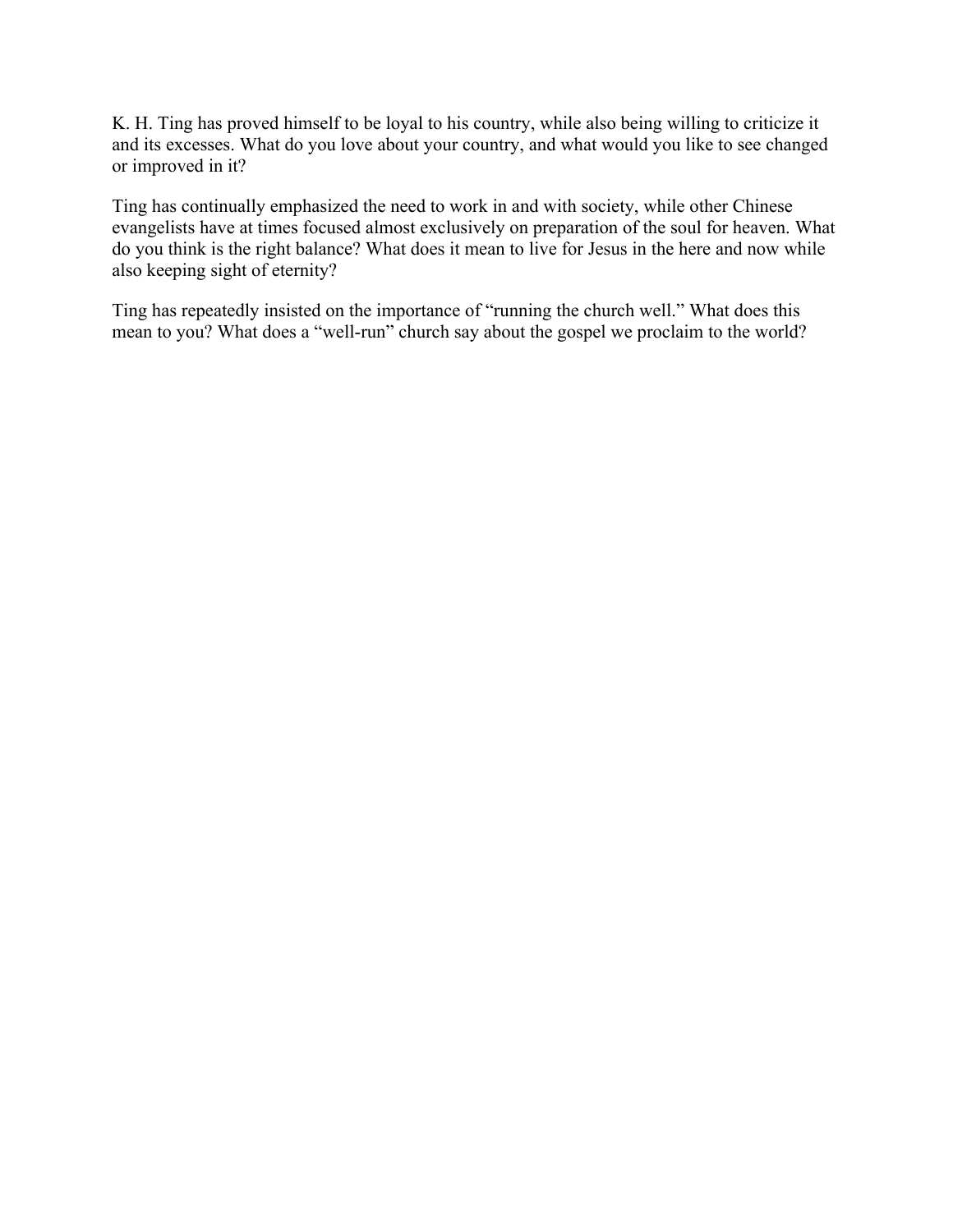K. H. Ting has proved himself to be loyal to his country, while also being willing to criticize it and its excesses. What do you love about your country, and what would you like to see changed or improved in it?

Ting has continually emphasized the need to work in and with society, while other Chinese evangelists have at times focused almost exclusively on preparation of the soul for heaven. What do you think is the right balance? What does it mean to live for Jesus in the here and now while also keeping sight of eternity?

Ting has repeatedly insisted on the importance of "running the church well." What does this mean to you? What does a "well-run" church say about the gospel we proclaim to the world?